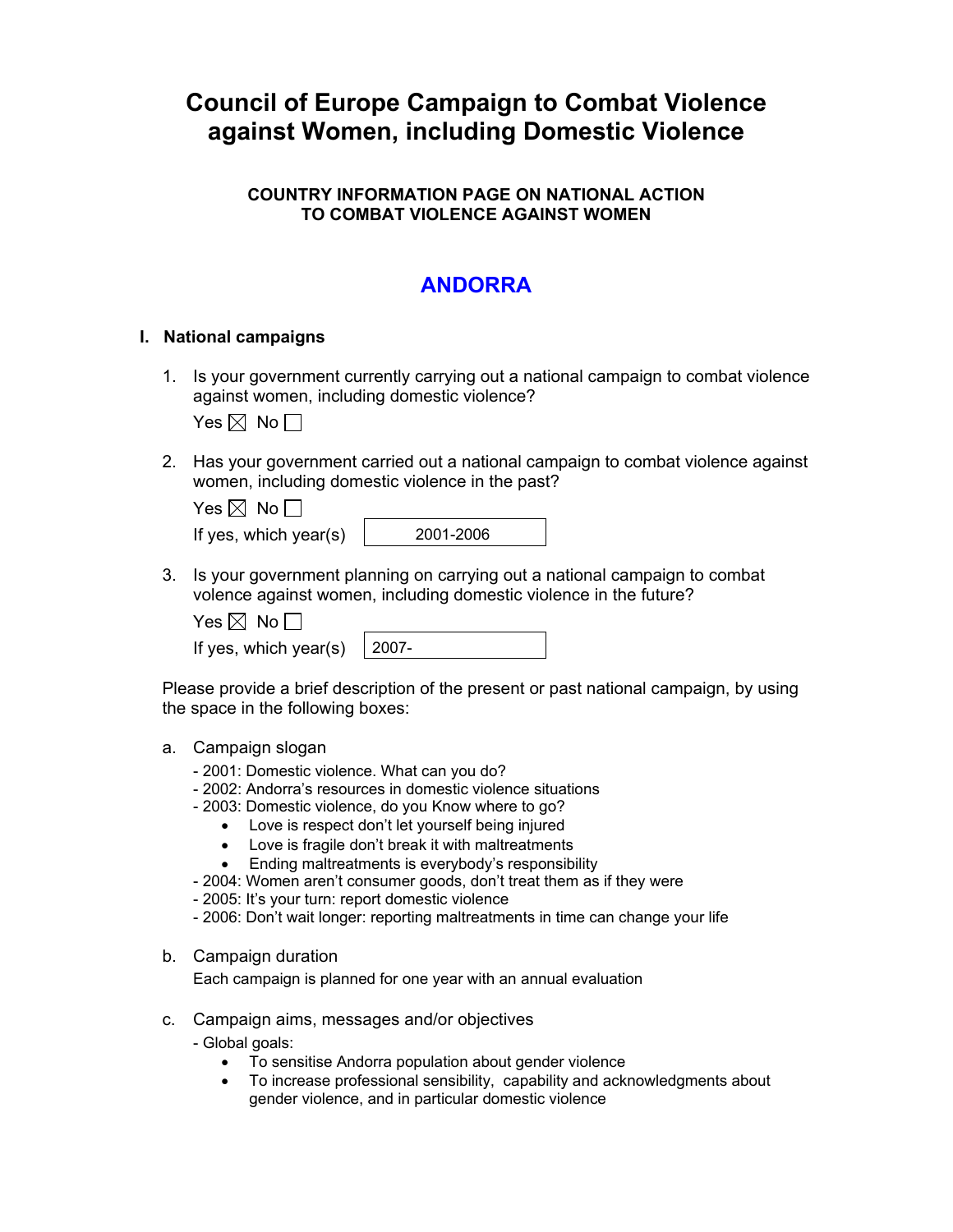# Council of Europe Campaign to Combat Violence against Women, including Domestic Violence

## COUNTRY INFORMATION PAGE ON NATIONAL ACTION TO COMBAT VIOLENCE AGAINST WOMEN

## ANDORRA

### I. National campaigns

1. Is your government currently carrying out a national campaign to combat violence against women, including domestic violence?

   Yes ☒ No ☐

2. Has your government carried out a national campaign to combat violence against women, including domestic violence in the past?

   Yes ☒ No ☐

   If yes, which year(s): 2001-2006

3. Is your government planning on carrying out a national campaign to combat volence against women, including domestic violence in the future?

   Yes ☒ No ☐

   If yes, which year(s): 2007-

Please provide a brief description of the present or past national campaign, by using the space in the following boxes:

a. Campaign slogan

- 2001: Domestic violence. What can you do?
- 2002: Andorra's resources in domestic violence situations
- 2003: Domestic violence, do you Know where to go?
  - Love is respect don't let yourself being injured
  - Love is fragile don't break it with maltreatments
  - Ending maltreatments is everybody's responsibility
- 2004: Women aren't consumer goods, don't treat them as if they were
- 2005: It's your turn: report domestic violence
- 2006: Don't wait longer: reporting maltreatments in time can change your life

b. Campaign duration

Each campaign is planned for one year with an annual evaluation

c. Campaign aims, messages and/or objectives

- Global goals:
  - To sensitise Andorra population about gender violence
  - To increase professional sensibility, capability and acknowledgments about gender violence, and in particular domestic violence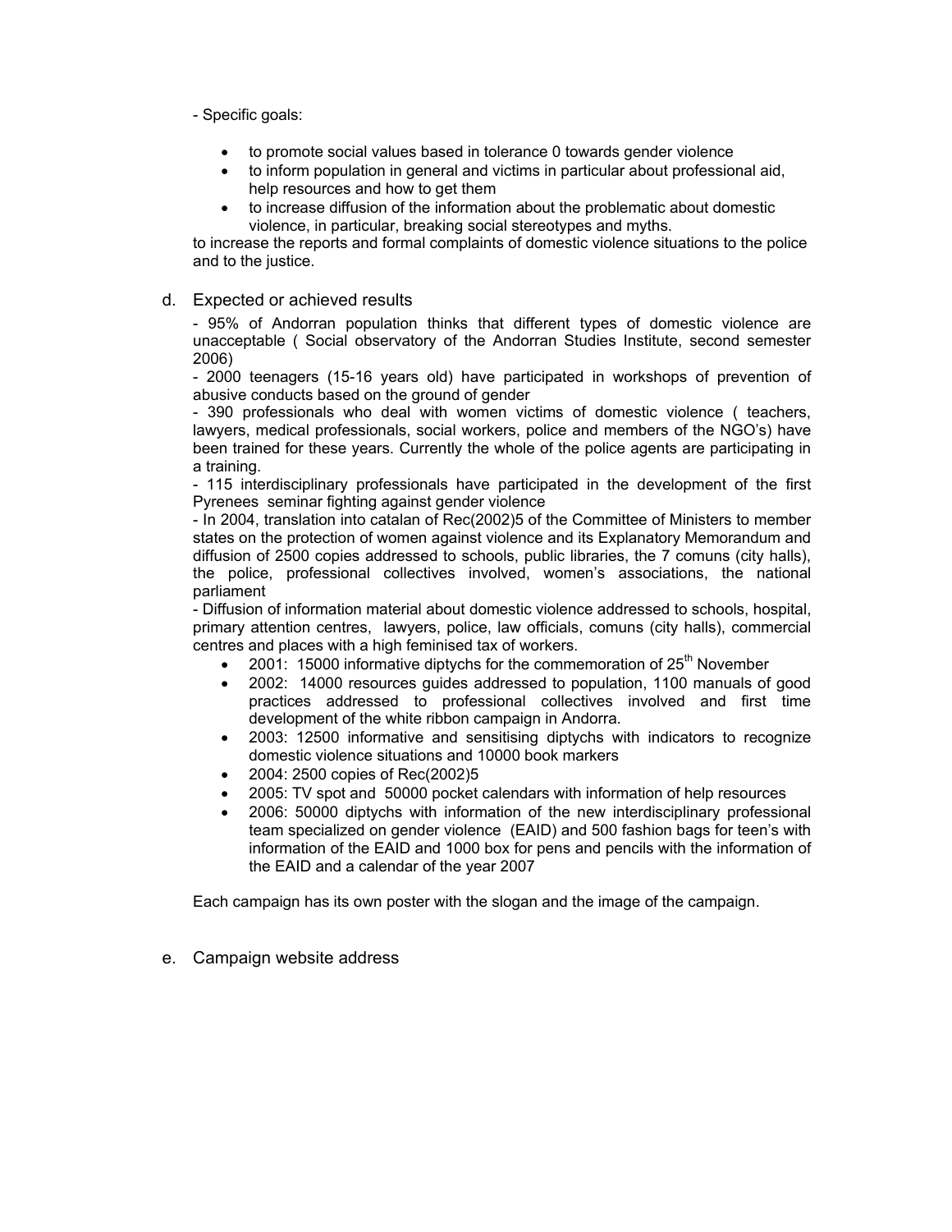- Specific goals:

- to promote social values based in tolerance 0 towards gender violence
- to inform population in general and victims in particular about professional aid, help resources and how to get them
- to increase diffusion of the information about the problematic about domestic violence, in particular, breaking social stereotypes and myths.

to increase the reports and formal complaints of domestic violence situations to the police and to the justice.

d. Expected or achieved results

- 95% of Andorran population thinks that different types of domestic violence are unacceptable ( Social observatory of the Andorran Studies Institute, second semester 2006)

- 2000 teenagers (15-16 years old) have participated in workshops of prevention of abusive conducts based on the ground of gender

- 390 professionals who deal with women victims of domestic violence ( teachers, lawyers, medical professionals, social workers, police and members of the NGO's) have been trained for these years. Currently the whole of the police agents are participating in a training.

- 115 interdisciplinary professionals have participated in the development of the first Pyrenees seminar fighting against gender violence

- In 2004, translation into catalan of Rec(2002)5 of the Committee of Ministers to member states on the protection of women against violence and its Explanatory Memorandum and diffusion of 2500 copies addressed to schools, public libraries, the 7 comuns (city halls), the police, professional collectives involved, women's associations, the national parliament

- Diffusion of information material about domestic violence addressed to schools, hospital, primary attention centres, lawyers, police, law officials, comuns (city halls), commercial centres and places with a high feminised tax of workers.

- 2001: 15000 informative diptychs for the commemoration of 25th November
- 2002: 14000 resources guides addressed to population, 1100 manuals of good practices addressed to professional collectives involved and first time development of the white ribbon campaign in Andorra.
- 2003: 12500 informative and sensitising diptychs with indicators to recognize domestic violence situations and 10000 book markers
- 2004: 2500 copies of Rec(2002)5
- 2005: TV spot and 50000 pocket calendars with information of help resources
- 2006: 50000 diptychs with information of the new interdisciplinary professional team specialized on gender violence (EAID) and 500 fashion bags for teen's with information of the EAID and 1000 box for pens and pencils with the information of the EAID and a calendar of the year 2007

Each campaign has its own poster with the slogan and the image of the campaign.

e. Campaign website address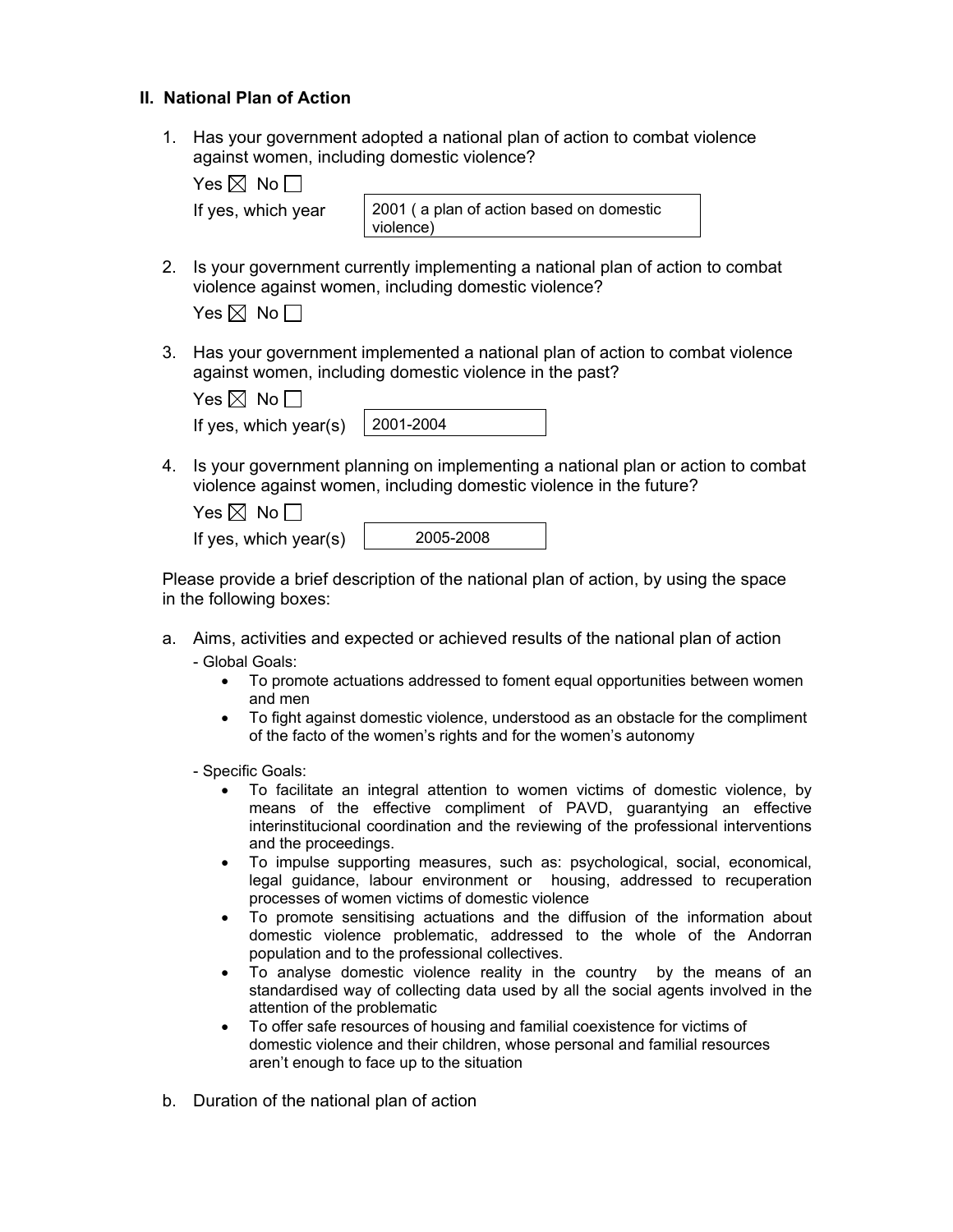### II. National Plan of Action

1. Has your government adopted a national plan of action to combat violence against women, including domestic violence?

   Yes ☒ No ☐

   If yes, which year: 2001 ( a plan of action based on domestic violence)

2. Is your government currently implementing a national plan of action to combat violence against women, including domestic violence?

   Yes ☒ No ☐

3. Has your government implemented a national plan of action to combat violence against women, including domestic violence in the past?

   Yes ☒ No ☐

   If yes, which year(s): 2001-2004

4. Is your government planning on implementing a national plan or action to combat violence against women, including domestic violence in the future?

   Yes ☒ No ☐

   If yes, which year(s): 2005-2008

Please provide a brief description of the national plan of action, by using the space in the following boxes:

a. Aims, activities and expected or achieved results of the national plan of action

   - Global Goals:
     - To promote actuations addressed to foment equal opportunities between women and men
     - To fight against domestic violence, understood as an obstacle for the compliment of the facto of the women's rights and for the women's autonomy

   - Specific Goals:
     - To facilitate an integral attention to women victims of domestic violence, by means of the effective compliment of PAVD, guarantying an effective interinstitucional coordination and the reviewing of the professional interventions and the proceedings.
     - To impulse supporting measures, such as: psychological, social, economical, legal guidance, labour environment or housing, addressed to recuperation processes of women victims of domestic violence
     - To promote sensitising actuations and the diffusion of the information about domestic violence problematic, addressed to the whole of the Andorran population and to the professional collectives.
     - To analyse domestic violence reality in the country by the means of an standardised way of collecting data used by all the social agents involved in the attention of the problematic
     - To offer safe resources of housing and familial coexistence for victims of domestic violence and their children, whose personal and familial resources aren't enough to face up to the situation

b. Duration of the national plan of action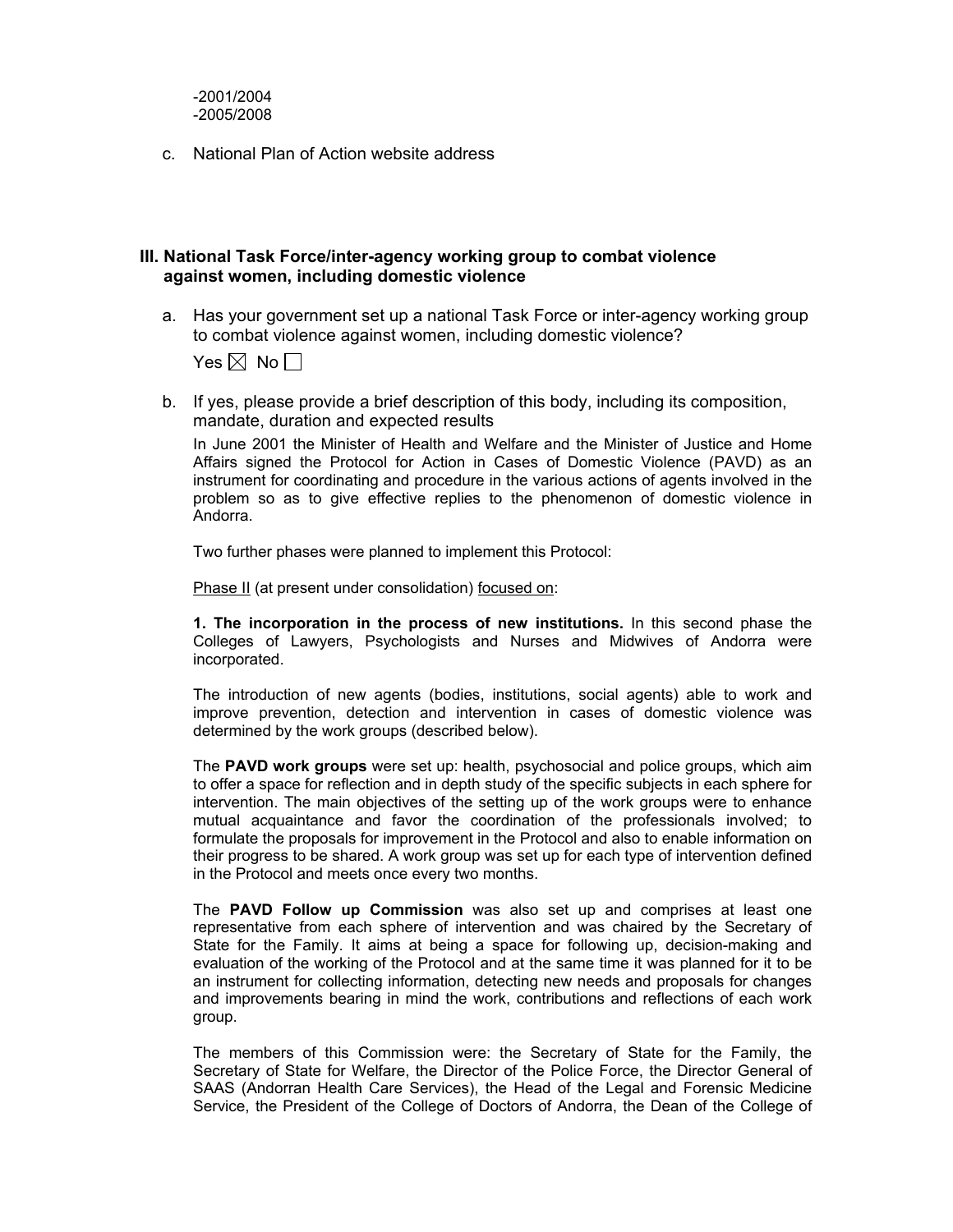-2001/2004
-2005/2008

c. National Plan of Action website address

### III. National Task Force/inter-agency working group to combat violence against women, including domestic violence

a. Has your government set up a national Task Force or inter-agency working group to combat violence against women, including domestic violence?

Yes ☒ No ☐

b. If yes, please provide a brief description of this body, including its composition, mandate, duration and expected results

In June 2001 the Minister of Health and Welfare and the Minister of Justice and Home Affairs signed the Protocol for Action in Cases of Domestic Violence (PAVD) as an instrument for coordinating and procedure in the various actions of agents involved in the problem so as to give effective replies to the phenomenon of domestic violence in Andorra.

Two further phases were planned to implement this Protocol:

Phase II (at present under consolidation) focused on:

**1. The incorporation in the process of new institutions.** In this second phase the Colleges of Lawyers, Psychologists and Nurses and Midwives of Andorra were incorporated.

The introduction of new agents (bodies, institutions, social agents) able to work and improve prevention, detection and intervention in cases of domestic violence was determined by the work groups (described below).

The **PAVD work groups** were set up: health, psychosocial and police groups, which aim to offer a space for reflection and in depth study of the specific subjects in each sphere for intervention. The main objectives of the setting up of the work groups were to enhance mutual acquaintance and favor the coordination of the professionals involved; to formulate the proposals for improvement in the Protocol and also to enable information on their progress to be shared. A work group was set up for each type of intervention defined in the Protocol and meets once every two months.

The **PAVD Follow up Commission** was also set up and comprises at least one representative from each sphere of intervention and was chaired by the Secretary of State for the Family. It aims at being a space for following up, decision-making and evaluation of the working of the Protocol and at the same time it was planned for it to be an instrument for collecting information, detecting new needs and proposals for changes and improvements bearing in mind the work, contributions and reflections of each work group.

The members of this Commission were: the Secretary of State for the Family, the Secretary of State for Welfare, the Director of the Police Force, the Director General of SAAS (Andorran Health Care Services), the Head of the Legal and Forensic Medicine Service, the President of the College of Doctors of Andorra, the Dean of the College of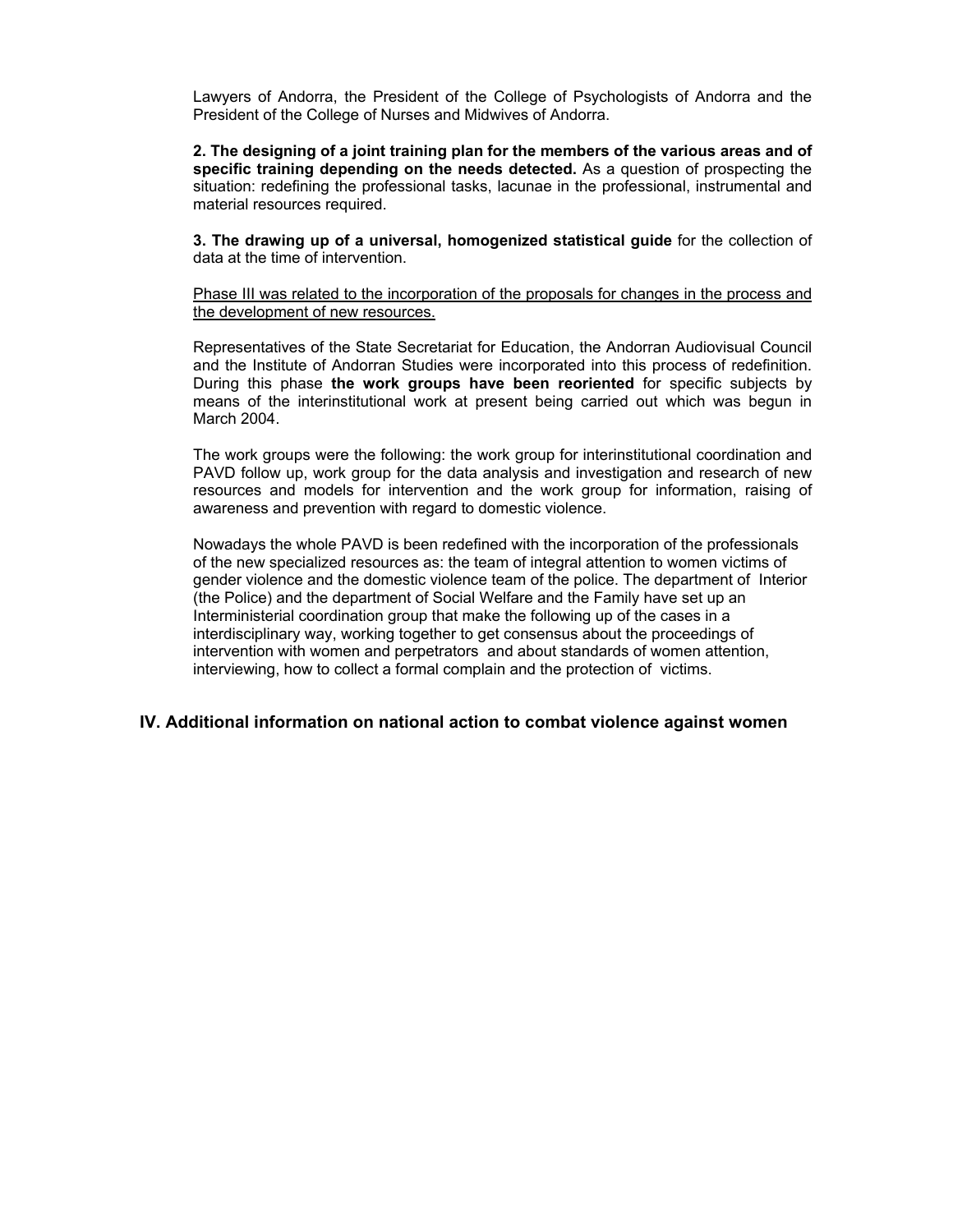Lawyers of Andorra, the President of the College of Psychologists of Andorra and the President of the College of Nurses and Midwives of Andorra.

**2. The designing of a joint training plan for the members of the various areas and of specific training depending on the needs detected.** As a question of prospecting the situation: redefining the professional tasks, lacunae in the professional, instrumental and material resources required.

**3. The drawing up of a universal, homogenized statistical guide** for the collection of data at the time of intervention.

<u>Phase III was related to the incorporation of the proposals for changes in the process and the development of new resources.</u>

Representatives of the State Secretariat for Education, the Andorran Audiovisual Council and the Institute of Andorran Studies were incorporated into this process of redefinition. During this phase **the work groups have been reoriented** for specific subjects by means of the interinstitutional work at present being carried out which was begun in March 2004.

The work groups were the following: the work group for interinstitutional coordination and PAVD follow up, work group for the data analysis and investigation and research of new resources and models for intervention and the work group for information, raising of awareness and prevention with regard to domestic violence.

Nowadays the whole PAVD is been redefined with the incorporation of the professionals of the new specialized resources as: the team of integral attention to women victims of gender violence and the domestic violence team of the police. The department of Interior (the Police) and the department of Social Welfare and the Family have set up an Interministerial coordination group that make the following up of the cases in a interdisciplinary way, working together to get consensus about the proceedings of intervention with women and perpetrators and about standards of women attention, interviewing, how to collect a formal complain and the protection of victims.

## IV. Additional information on national action to combat violence against women